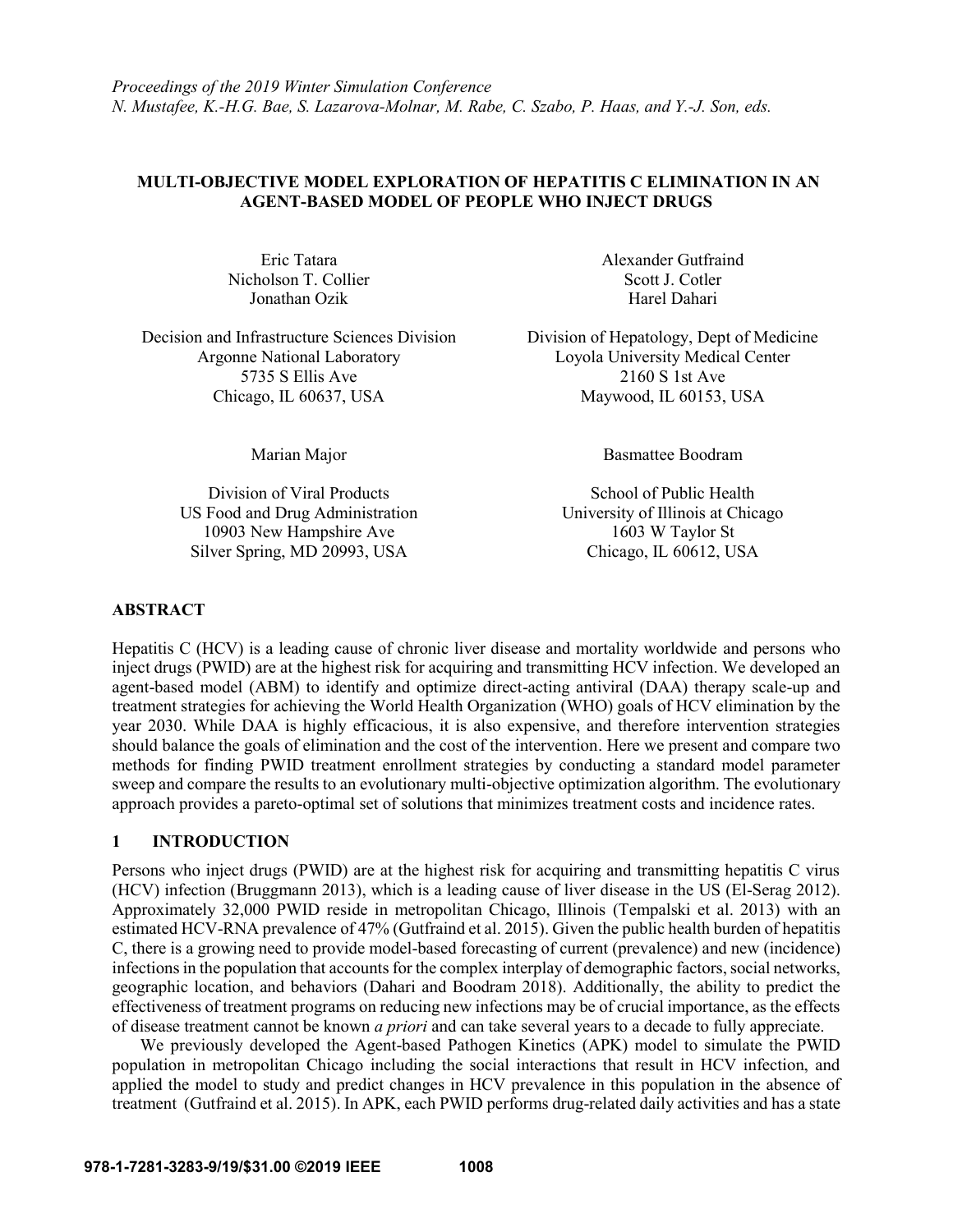*Proceedings of the 2019 Winter Simulation Conference*
*N. Mustafee, K.-H.G. Bae, S. Lazarova-Molnar, M. Rabe, C. Szabo, P. Haas, and Y.-J. Son, eds.*

# MULTI-OBJECTIVE MODEL EXPLORATION OF HEPATITIS C ELIMINATION IN AN AGENT-BASED MODEL OF PEOPLE WHO INJECT DRUGS

Eric Tatara
Nicholson T. Collier
Jonathan Ozik

Decision and Infrastructure Sciences Division
Argonne National Laboratory
5735 S Ellis Ave
Chicago, IL 60637, USA

Alexander Gutfraind
Scott J. Cotler
Harel Dahari

Division of Hepatology, Dept of Medicine
Loyola University Medical Center
2160 S 1st Ave
Maywood, IL 60153, USA

Marian Major

Division of Viral Products
US Food and Drug Administration
10903 New Hampshire Ave
Silver Spring, MD 20993, USA

Basmattee Boodram

School of Public Health
University of Illinois at Chicago
1603 W Taylor St
Chicago, IL 60612, USA

## ABSTRACT

Hepatitis C (HCV) is a leading cause of chronic liver disease and mortality worldwide and persons who inject drugs (PWID) are at the highest risk for acquiring and transmitting HCV infection. We developed an agent-based model (ABM) to identify and optimize direct-acting antiviral (DAA) therapy scale-up and treatment strategies for achieving the World Health Organization (WHO) goals of HCV elimination by the year 2030. While DAA is highly efficacious, it is also expensive, and therefore intervention strategies should balance the goals of elimination and the cost of the intervention. Here we present and compare two methods for finding PWID treatment enrollment strategies by conducting a standard model parameter sweep and compare the results to an evolutionary multi-objective optimization algorithm. The evolutionary approach provides a pareto-optimal set of solutions that minimizes treatment costs and incidence rates.

## 1 INTRODUCTION

Persons who inject drugs (PWID) are at the highest risk for acquiring and transmitting hepatitis C virus (HCV) infection (Bruggmann 2013), which is a leading cause of liver disease in the US (El-Serag 2012). Approximately 32,000 PWID reside in metropolitan Chicago, Illinois (Tempalski et al. 2013) with an estimated HCV-RNA prevalence of 47% (Gutfraind et al. 2015). Given the public health burden of hepatitis C, there is a growing need to provide model-based forecasting of current (prevalence) and new (incidence) infections in the population that accounts for the complex interplay of demographic factors, social networks, geographic location, and behaviors (Dahari and Boodram 2018). Additionally, the ability to predict the effectiveness of treatment programs on reducing new infections may be of crucial importance, as the effects of disease treatment cannot be known *a priori* and can take several years to a decade to fully appreciate.

We previously developed the Agent-based Pathogen Kinetics (APK) model to simulate the PWID population in metropolitan Chicago including the social interactions that result in HCV infection, and applied the model to study and predict changes in HCV prevalence in this population in the absence of treatment (Gutfraind et al. 2015). In APK, each PWID performs drug-related daily activities and has a state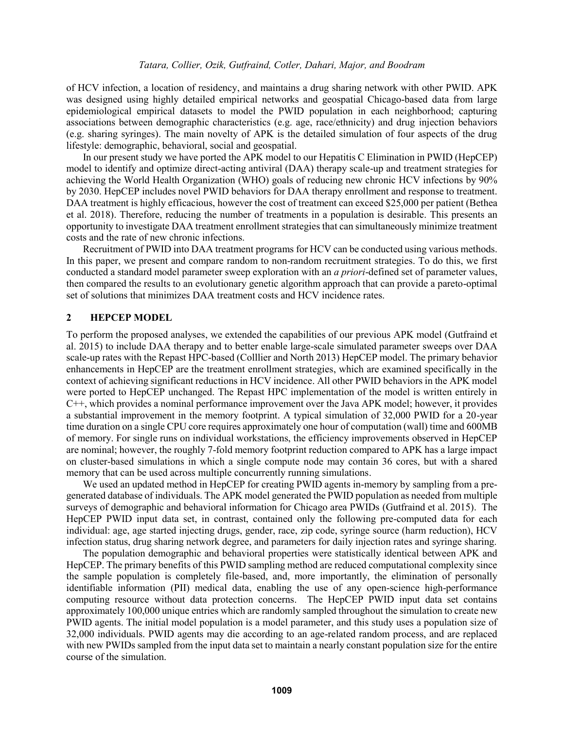of HCV infection, a location of residency, and maintains a drug sharing network with other PWID. APK was designed using highly detailed empirical networks and geospatial Chicago-based data from large epidemiological empirical datasets to model the PWID population in each neighborhood; capturing associations between demographic characteristics (e.g. age, race/ethnicity) and drug injection behaviors (e.g. sharing syringes). The main novelty of APK is the detailed simulation of four aspects of the drug lifestyle: demographic, behavioral, social and geospatial.

In our present study we have ported the APK model to our Hepatitis C Elimination in PWID (HepCEP) model to identify and optimize direct-acting antiviral (DAA) therapy scale-up and treatment strategies for achieving the World Health Organization (WHO) goals of reducing new chronic HCV infections by 90% by 2030. HepCEP includes novel PWID behaviors for DAA therapy enrollment and response to treatment. DAA treatment is highly efficacious, however the cost of treatment can exceed $25,000 per patient (Bethea et al. 2018). Therefore, reducing the number of treatments in a population is desirable. This presents an opportunity to investigate DAA treatment enrollment strategies that can simultaneously minimize treatment costs and the rate of new chronic infections.

Recruitment of PWID into DAA treatment programs for HCV can be conducted using various methods. In this paper, we present and compare random to non-random recruitment strategies. To do this, we first conducted a standard model parameter sweep exploration with an *a priori*-defined set of parameter values, then compared the results to an evolutionary genetic algorithm approach that can provide a pareto-optimal set of solutions that minimizes DAA treatment costs and HCV incidence rates.

## 2 HEPCEP MODEL

To perform the proposed analyses, we extended the capabilities of our previous APK model (Gutfraind et al. 2015) to include DAA therapy and to better enable large-scale simulated parameter sweeps over DAA scale-up rates with the Repast HPC-based (Colllier and North 2013) HepCEP model. The primary behavior enhancements in HepCEP are the treatment enrollment strategies, which are examined specifically in the context of achieving significant reductions in HCV incidence. All other PWID behaviors in the APK model were ported to HepCEP unchanged. The Repast HPC implementation of the model is written entirely in C++, which provides a nominal performance improvement over the Java APK model; however, it provides a substantial improvement in the memory footprint. A typical simulation of 32,000 PWID for a 20-year time duration on a single CPU core requires approximately one hour of computation (wall) time and 600MB of memory. For single runs on individual workstations, the efficiency improvements observed in HepCEP are nominal; however, the roughly 7-fold memory footprint reduction compared to APK has a large impact on cluster-based simulations in which a single compute node may contain 36 cores, but with a shared memory that can be used across multiple concurrently running simulations.

We used an updated method in HepCEP for creating PWID agents in-memory by sampling from a pre-generated database of individuals. The APK model generated the PWID population as needed from multiple surveys of demographic and behavioral information for Chicago area PWIDs (Gutfraind et al. 2015). The HepCEP PWID input data set, in contrast, contained only the following pre-computed data for each individual: age, age started injecting drugs, gender, race, zip code, syringe source (harm reduction), HCV infection status, drug sharing network degree, and parameters for daily injection rates and syringe sharing.

The population demographic and behavioral properties were statistically identical between APK and HepCEP. The primary benefits of this PWID sampling method are reduced computational complexity since the sample population is completely file-based, and, more importantly, the elimination of personally identifiable information (PII) medical data, enabling the use of any open-science high-performance computing resource without data protection concerns. The HepCEP PWID input data set contains approximately 100,000 unique entries which are randomly sampled throughout the simulation to create new PWID agents. The initial model population is a model parameter, and this study uses a population size of 32,000 individuals. PWID agents may die according to an age-related random process, and are replaced with new PWIDs sampled from the input data set to maintain a nearly constant population size for the entire course of the simulation.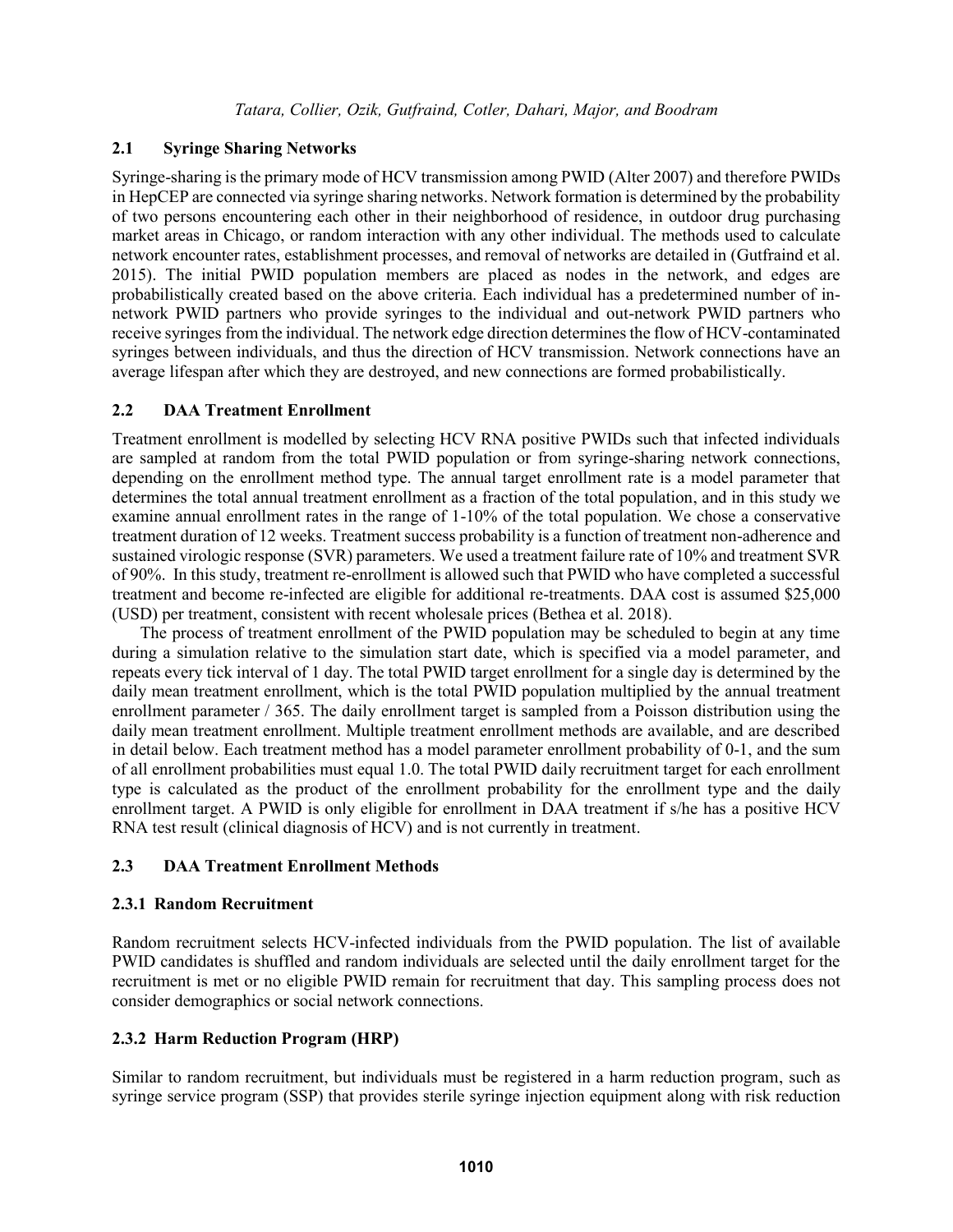### 2.1 Syringe Sharing Networks

Syringe-sharing is the primary mode of HCV transmission among PWID (Alter 2007) and therefore PWIDs in HepCEP are connected via syringe sharing networks. Network formation is determined by the probability of two persons encountering each other in their neighborhood of residence, in outdoor drug purchasing market areas in Chicago, or random interaction with any other individual. The methods used to calculate network encounter rates, establishment processes, and removal of networks are detailed in (Gutfraind et al. 2015). The initial PWID population members are placed as nodes in the network, and edges are probabilistically created based on the above criteria. Each individual has a predetermined number of in-network PWID partners who provide syringes to the individual and out-network PWID partners who receive syringes from the individual. The network edge direction determines the flow of HCV-contaminated syringes between individuals, and thus the direction of HCV transmission. Network connections have an average lifespan after which they are destroyed, and new connections are formed probabilistically.

### 2.2 DAA Treatment Enrollment

Treatment enrollment is modelled by selecting HCV RNA positive PWIDs such that infected individuals are sampled at random from the total PWID population or from syringe-sharing network connections, depending on the enrollment method type. The annual target enrollment rate is a model parameter that determines the total annual treatment enrollment as a fraction of the total population, and in this study we examine annual enrollment rates in the range of 1-10% of the total population. We chose a conservative treatment duration of 12 weeks. Treatment success probability is a function of treatment non-adherence and sustained virologic response (SVR) parameters. We used a treatment failure rate of 10% and treatment SVR of 90%. In this study, treatment re-enrollment is allowed such that PWID who have completed a successful treatment and become re-infected are eligible for additional re-treatments. DAA cost is assumed $25,000 (USD) per treatment, consistent with recent wholesale prices (Bethea et al. 2018).

The process of treatment enrollment of the PWID population may be scheduled to begin at any time during a simulation relative to the simulation start date, which is specified via a model parameter, and repeats every tick interval of 1 day. The total PWID target enrollment for a single day is determined by the daily mean treatment enrollment, which is the total PWID population multiplied by the annual treatment enrollment parameter / 365. The daily enrollment target is sampled from a Poisson distribution using the daily mean treatment enrollment. Multiple treatment enrollment methods are available, and are described in detail below. Each treatment method has a model parameter enrollment probability of 0-1, and the sum of all enrollment probabilities must equal 1.0. The total PWID daily recruitment target for each enrollment type is calculated as the product of the enrollment probability for the enrollment type and the daily enrollment target. A PWID is only eligible for enrollment in DAA treatment if s/he has a positive HCV RNA test result (clinical diagnosis of HCV) and is not currently in treatment.

### 2.3 DAA Treatment Enrollment Methods

#### 2.3.1 Random Recruitment

Random recruitment selects HCV-infected individuals from the PWID population. The list of available PWID candidates is shuffled and random individuals are selected until the daily enrollment target for the recruitment is met or no eligible PWID remain for recruitment that day. This sampling process does not consider demographics or social network connections.

#### 2.3.2 Harm Reduction Program (HRP)

Similar to random recruitment, but individuals must be registered in a harm reduction program, such as syringe service program (SSP) that provides sterile syringe injection equipment along with risk reduction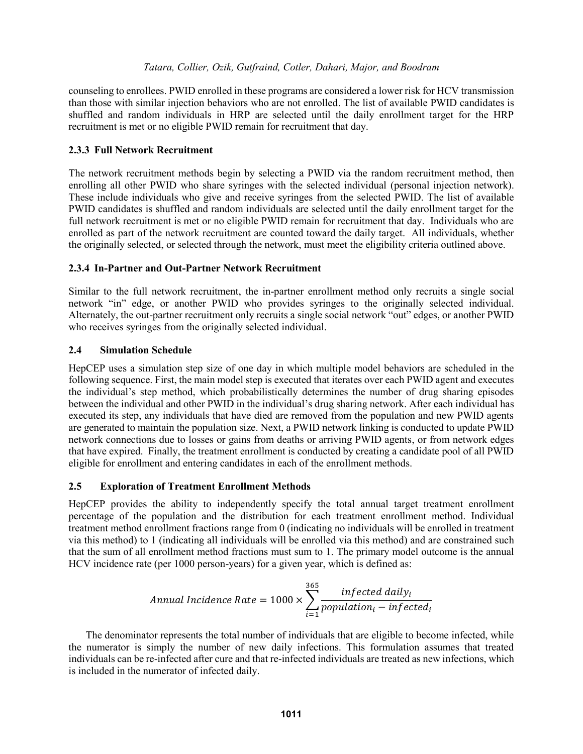counseling to enrollees. PWID enrolled in these programs are considered a lower risk for HCV transmission than those with similar injection behaviors who are not enrolled. The list of available PWID candidates is shuffled and random individuals in HRP are selected until the daily enrollment target for the HRP recruitment is met or no eligible PWID remain for recruitment that day.

### 2.3.3 Full Network Recruitment

The network recruitment methods begin by selecting a PWID via the random recruitment method, then enrolling all other PWID who share syringes with the selected individual (personal injection network). These include individuals who give and receive syringes from the selected PWID. The list of available PWID candidates is shuffled and random individuals are selected until the daily enrollment target for the full network recruitment is met or no eligible PWID remain for recruitment that day. Individuals who are enrolled as part of the network recruitment are counted toward the daily target. All individuals, whether the originally selected, or selected through the network, must meet the eligibility criteria outlined above.

### 2.3.4 In-Partner and Out-Partner Network Recruitment

Similar to the full network recruitment, the in-partner enrollment method only recruits a single social network "in" edge, or another PWID who provides syringes to the originally selected individual. Alternately, the out-partner recruitment only recruits a single social network "out" edges, or another PWID who receives syringes from the originally selected individual.

## 2.4 Simulation Schedule

HepCEP uses a simulation step size of one day in which multiple model behaviors are scheduled in the following sequence. First, the main model step is executed that iterates over each PWID agent and executes the individual's step method, which probabilistically determines the number of drug sharing episodes between the individual and other PWID in the individual's drug sharing network. After each individual has executed its step, any individuals that have died are removed from the population and new PWID agents are generated to maintain the population size. Next, a PWID network linking is conducted to update PWID network connections due to losses or gains from deaths or arriving PWID agents, or from network edges that have expired. Finally, the treatment enrollment is conducted by creating a candidate pool of all PWID eligible for enrollment and entering candidates in each of the enrollment methods.

## 2.5 Exploration of Treatment Enrollment Methods

HepCEP provides the ability to independently specify the total annual target treatment enrollment percentage of the population and the distribution for each treatment enrollment method. Individual treatment method enrollment fractions range from 0 (indicating no individuals will be enrolled in treatment via this method) to 1 (indicating all individuals will be enrolled via this method) and are constrained such that the sum of all enrollment method fractions must sum to 1. The primary model outcome is the annual HCV incidence rate (per 1000 person-years) for a given year, which is defined as:

$$Annual\ Incidence\ Rate = 1000 \times \sum_{i=1}^{365} \frac{infected\ daily_i}{population_i - infected_i}$$

The denominator represents the total number of individuals that are eligible to become infected, while the numerator is simply the number of new daily infections. This formulation assumes that treated individuals can be re-infected after cure and that re-infected individuals are treated as new infections, which is included in the numerator of infected daily.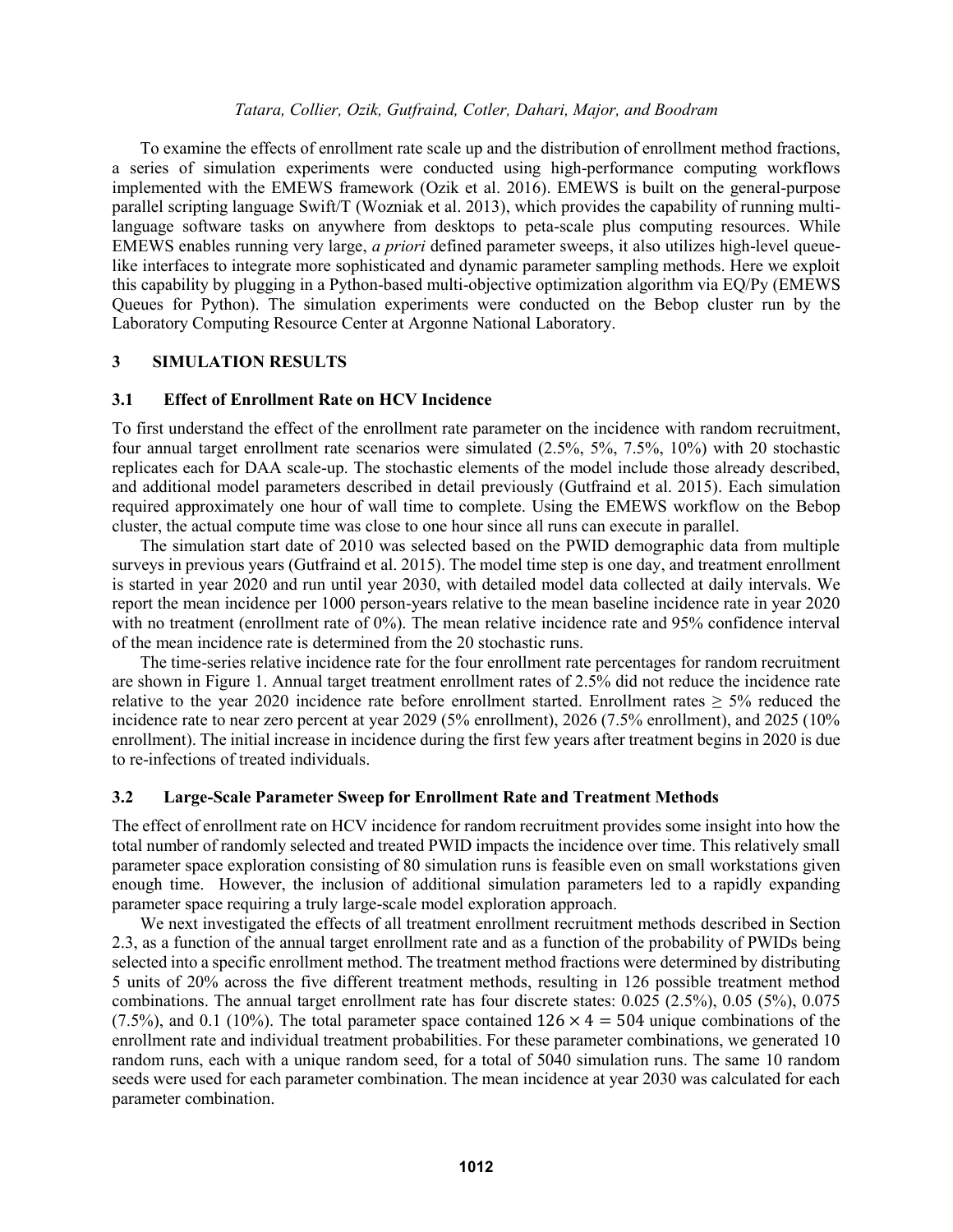To examine the effects of enrollment rate scale up and the distribution of enrollment method fractions, a series of simulation experiments were conducted using high-performance computing workflows implemented with the EMEWS framework (Ozik et al. 2016). EMEWS is built on the general-purpose parallel scripting language Swift/T (Wozniak et al. 2013), which provides the capability of running multi-language software tasks on anywhere from desktops to peta-scale plus computing resources. While EMEWS enables running very large, *a priori* defined parameter sweeps, it also utilizes high-level queue-like interfaces to integrate more sophisticated and dynamic parameter sampling methods. Here we exploit this capability by plugging in a Python-based multi-objective optimization algorithm via EQ/Py (EMEWS Queues for Python). The simulation experiments were conducted on the Bebop cluster run by the Laboratory Computing Resource Center at Argonne National Laboratory.

## 3 SIMULATION RESULTS

### 3.1 Effect of Enrollment Rate on HCV Incidence

To first understand the effect of the enrollment rate parameter on the incidence with random recruitment, four annual target enrollment rate scenarios were simulated (2.5%, 5%, 7.5%, 10%) with 20 stochastic replicates each for DAA scale-up. The stochastic elements of the model include those already described, and additional model parameters described in detail previously (Gutfraind et al. 2015). Each simulation required approximately one hour of wall time to complete. Using the EMEWS workflow on the Bebop cluster, the actual compute time was close to one hour since all runs can execute in parallel.

The simulation start date of 2010 was selected based on the PWID demographic data from multiple surveys in previous years (Gutfraind et al. 2015). The model time step is one day, and treatment enrollment is started in year 2020 and run until year 2030, with detailed model data collected at daily intervals. We report the mean incidence per 1000 person-years relative to the mean baseline incidence rate in year 2020 with no treatment (enrollment rate of 0%). The mean relative incidence rate and 95% confidence interval of the mean incidence rate is determined from the 20 stochastic runs.

The time-series relative incidence rate for the four enrollment rate percentages for random recruitment are shown in Figure 1. Annual target treatment enrollment rates of 2.5% did not reduce the incidence rate relative to the year 2020 incidence rate before enrollment started. Enrollment rates $\geq$ 5% reduced the incidence rate to near zero percent at year 2029 (5% enrollment), 2026 (7.5% enrollment), and 2025 (10% enrollment). The initial increase in incidence during the first few years after treatment begins in 2020 is due to re-infections of treated individuals.

### 3.2 Large-Scale Parameter Sweep for Enrollment Rate and Treatment Methods

The effect of enrollment rate on HCV incidence for random recruitment provides some insight into how the total number of randomly selected and treated PWID impacts the incidence over time. This relatively small parameter space exploration consisting of 80 simulation runs is feasible even on small workstations given enough time. However, the inclusion of additional simulation parameters led to a rapidly expanding parameter space requiring a truly large-scale model exploration approach.

We next investigated the effects of all treatment enrollment recruitment methods described in Section 2.3, as a function of the annual target enrollment rate and as a function of the probability of PWIDs being selected into a specific enrollment method. The treatment method fractions were determined by distributing 5 units of 20% across the five different treatment methods, resulting in 126 possible treatment method combinations. The annual target enrollment rate has four discrete states: 0.025 (2.5%), 0.05 (5%), 0.075 (7.5%), and 0.1 (10%). The total parameter space contained $126 \times 4 = 504$ unique combinations of the enrollment rate and individual treatment probabilities. For these parameter combinations, we generated 10 random runs, each with a unique random seed, for a total of 5040 simulation runs. The same 10 random seeds were used for each parameter combination. The mean incidence at year 2030 was calculated for each parameter combination.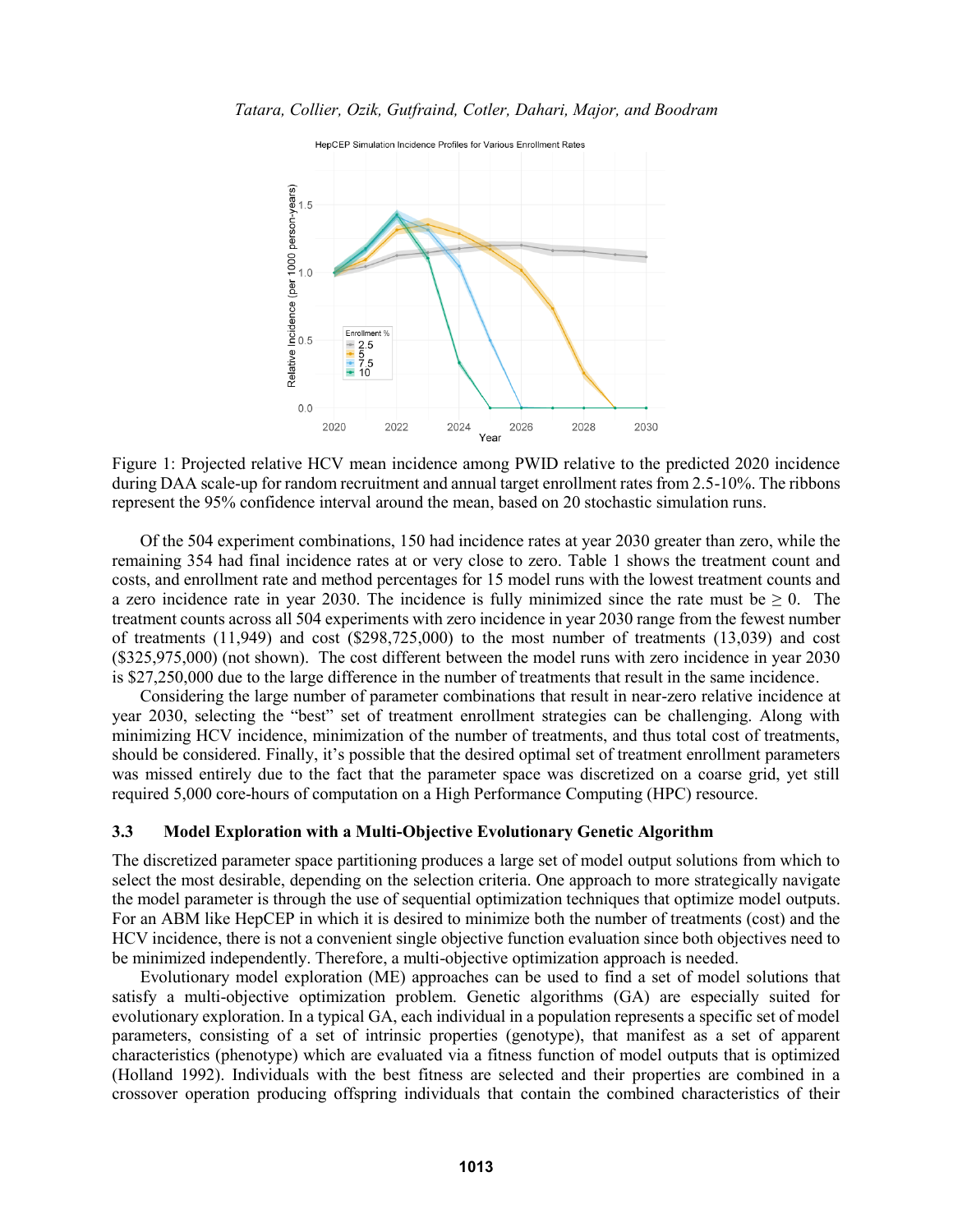Figure 1: Projected relative HCV mean incidence among PWID relative to the predicted 2020 incidence during DAA scale-up for random recruitment and annual target enrollment rates from 2.5-10%. The ribbons represent the 95% confidence interval around the mean, based on 20 stochastic simulation runs.

Of the 504 experiment combinations, 150 had incidence rates at year 2030 greater than zero, while the remaining 354 had final incidence rates at or very close to zero. Table 1 shows the treatment count and costs, and enrollment rate and method percentages for 15 model runs with the lowest treatment counts and a zero incidence rate in year 2030. The incidence is fully minimized since the rate must be $\geq 0$. The treatment counts across all 504 experiments with zero incidence in year 2030 range from the fewest number of treatments (11,949) and cost ($298,725,000) to the most number of treatments (13,039) and cost ($325,975,000) (not shown). The cost different between the model runs with zero incidence in year 2030 is $27,250,000 due to the large difference in the number of treatments that result in the same incidence.

Considering the large number of parameter combinations that result in near-zero relative incidence at year 2030, selecting the "best" set of treatment enrollment strategies can be challenging. Along with minimizing HCV incidence, minimization of the number of treatments, and thus total cost of treatments, should be considered. Finally, it's possible that the desired optimal set of treatment enrollment parameters was missed entirely due to the fact that the parameter space was discretized on a coarse grid, yet still required 5,000 core-hours of computation on a High Performance Computing (HPC) resource.

### 3.3 Model Exploration with a Multi-Objective Evolutionary Genetic Algorithm

The discretized parameter space partitioning produces a large set of model output solutions from which to select the most desirable, depending on the selection criteria. One approach to more strategically navigate the model parameter is through the use of sequential optimization techniques that optimize model outputs. For an ABM like HepCEP in which it is desired to minimize both the number of treatments (cost) and the HCV incidence, there is not a convenient single objective function evaluation since both objectives need to be minimized independently. Therefore, a multi-objective optimization approach is needed.

Evolutionary model exploration (ME) approaches can be used to find a set of model solutions that satisfy a multi-objective optimization problem. Genetic algorithms (GA) are especially suited for evolutionary exploration. In a typical GA, each individual in a population represents a specific set of model parameters, consisting of a set of intrinsic properties (genotype), that manifest as a set of apparent characteristics (phenotype) which are evaluated via a fitness function of model outputs that is optimized (Holland 1992). Individuals with the best fitness are selected and their properties are combined in a crossover operation producing offspring individuals that contain the combined characteristics of their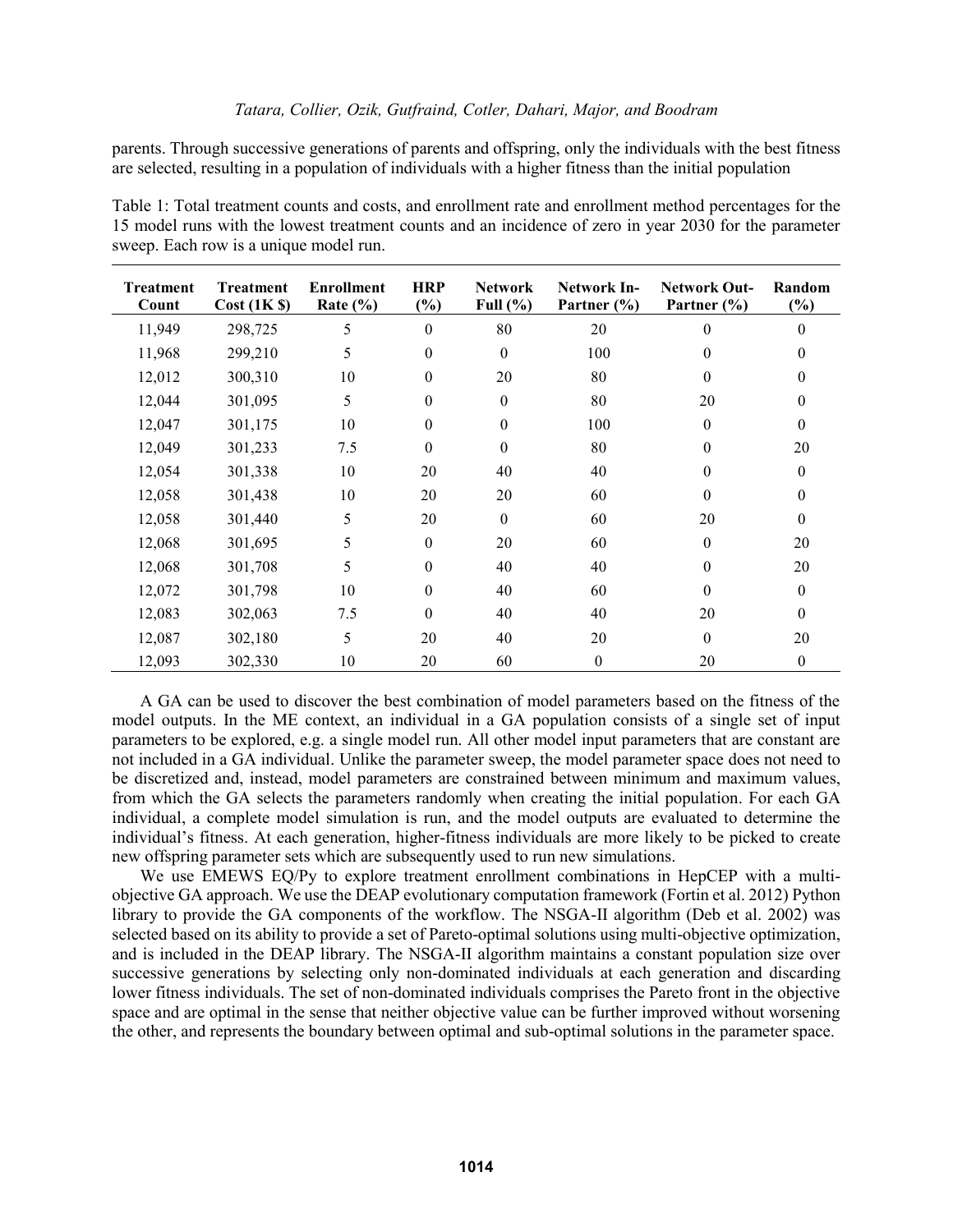parents. Through successive generations of parents and offspring, only the individuals with the best fitness are selected, resulting in a population of individuals with a higher fitness than the initial population

Table 1: Total treatment counts and costs, and enrollment rate and enrollment method percentages for the 15 model runs with the lowest treatment counts and an incidence of zero in year 2030 for the parameter sweep. Each row is a unique model run.

| Treatment Count | Treatment Cost (1K $) | Enrollment Rate (%) | HRP (%) | Network Full (%) | Network In-Partner (%) | Network Out-Partner (%) | Random (%) |
|---|---|---|---|---|---|---|---|
| 11,949 | 298,725 | 5 | 0 | 80 | 20 | 0 | 0 |
| 11,968 | 299,210 | 5 | 0 | 0 | 100 | 0 | 0 |
| 12,012 | 300,310 | 10 | 0 | 20 | 80 | 0 | 0 |
| 12,044 | 301,095 | 5 | 0 | 0 | 80 | 20 | 0 |
| 12,047 | 301,175 | 10 | 0 | 0 | 100 | 0 | 0 |
| 12,049 | 301,233 | 7.5 | 0 | 0 | 80 | 0 | 20 |
| 12,054 | 301,338 | 10 | 20 | 40 | 40 | 0 | 0 |
| 12,058 | 301,438 | 10 | 20 | 20 | 60 | 0 | 0 |
| 12,058 | 301,440 | 5 | 20 | 0 | 60 | 20 | 0 |
| 12,068 | 301,695 | 5 | 0 | 20 | 60 | 0 | 20 |
| 12,068 | 301,708 | 5 | 0 | 40 | 40 | 0 | 20 |
| 12,072 | 301,798 | 10 | 0 | 40 | 60 | 0 | 0 |
| 12,083 | 302,063 | 7.5 | 0 | 40 | 40 | 20 | 0 |
| 12,087 | 302,180 | 5 | 20 | 40 | 20 | 0 | 20 |
| 12,093 | 302,330 | 10 | 20 | 60 | 0 | 20 | 0 |

A GA can be used to discover the best combination of model parameters based on the fitness of the model outputs. In the ME context, an individual in a GA population consists of a single set of input parameters to be explored, e.g. a single model run. All other model input parameters that are constant are not included in a GA individual. Unlike the parameter sweep, the model parameter space does not need to be discretized and, instead, model parameters are constrained between minimum and maximum values, from which the GA selects the parameters randomly when creating the initial population. For each GA individual, a complete model simulation is run, and the model outputs are evaluated to determine the individual's fitness. At each generation, higher-fitness individuals are more likely to be picked to create new offspring parameter sets which are subsequently used to run new simulations.

We use EMEWS EQ/Py to explore treatment enrollment combinations in HepCEP with a multi-objective GA approach. We use the DEAP evolutionary computation framework (Fortin et al. 2012) Python library to provide the GA components of the workflow. The NSGA-II algorithm (Deb et al. 2002) was selected based on its ability to provide a set of Pareto-optimal solutions using multi-objective optimization, and is included in the DEAP library. The NSGA-II algorithm maintains a constant population size over successive generations by selecting only non-dominated individuals at each generation and discarding lower fitness individuals. The set of non-dominated individuals comprises the Pareto front in the objective space and are optimal in the sense that neither objective value can be further improved without worsening the other, and represents the boundary between optimal and sub-optimal solutions in the parameter space.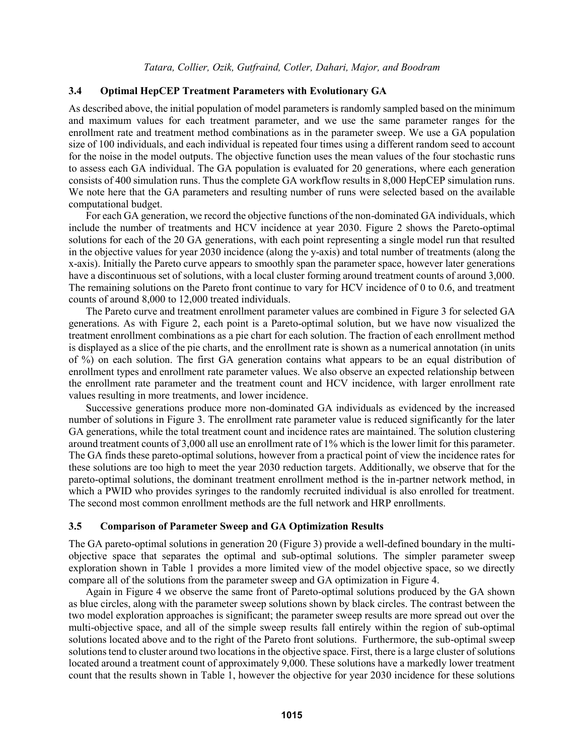### 3.4 Optimal HepCEP Treatment Parameters with Evolutionary GA

As described above, the initial population of model parameters is randomly sampled based on the minimum and maximum values for each treatment parameter, and we use the same parameter ranges for the enrollment rate and treatment method combinations as in the parameter sweep. We use a GA population size of 100 individuals, and each individual is repeated four times using a different random seed to account for the noise in the model outputs. The objective function uses the mean values of the four stochastic runs to assess each GA individual. The GA population is evaluated for 20 generations, where each generation consists of 400 simulation runs. Thus the complete GA workflow results in 8,000 HepCEP simulation runs. We note here that the GA parameters and resulting number of runs were selected based on the available computational budget.

For each GA generation, we record the objective functions of the non-dominated GA individuals, which include the number of treatments and HCV incidence at year 2030. Figure 2 shows the Pareto-optimal solutions for each of the 20 GA generations, with each point representing a single model run that resulted in the objective values for year 2030 incidence (along the y-axis) and total number of treatments (along the x-axis). Initially the Pareto curve appears to smoothly span the parameter space, however later generations have a discontinuous set of solutions, with a local cluster forming around treatment counts of around 3,000. The remaining solutions on the Pareto front continue to vary for HCV incidence of 0 to 0.6, and treatment counts of around 8,000 to 12,000 treated individuals.

The Pareto curve and treatment enrollment parameter values are combined in Figure 3 for selected GA generations. As with Figure 2, each point is a Pareto-optimal solution, but we have now visualized the treatment enrollment combinations as a pie chart for each solution. The fraction of each enrollment method is displayed as a slice of the pie charts, and the enrollment rate is shown as a numerical annotation (in units of %) on each solution. The first GA generation contains what appears to be an equal distribution of enrollment types and enrollment rate parameter values. We also observe an expected relationship between the enrollment rate parameter and the treatment count and HCV incidence, with larger enrollment rate values resulting in more treatments, and lower incidence.

Successive generations produce more non-dominated GA individuals as evidenced by the increased number of solutions in Figure 3. The enrollment rate parameter value is reduced significantly for the later GA generations, while the total treatment count and incidence rates are maintained. The solution clustering around treatment counts of 3,000 all use an enrollment rate of 1% which is the lower limit for this parameter. The GA finds these pareto-optimal solutions, however from a practical point of view the incidence rates for these solutions are too high to meet the year 2030 reduction targets. Additionally, we observe that for the pareto-optimal solutions, the dominant treatment enrollment method is the in-partner network method, in which a PWID who provides syringes to the randomly recruited individual is also enrolled for treatment. The second most common enrollment methods are the full network and HRP enrollments.

### 3.5 Comparison of Parameter Sweep and GA Optimization Results

The GA pareto-optimal solutions in generation 20 (Figure 3) provide a well-defined boundary in the multi-objective space that separates the optimal and sub-optimal solutions. The simpler parameter sweep exploration shown in Table 1 provides a more limited view of the model objective space, so we directly compare all of the solutions from the parameter sweep and GA optimization in Figure 4.

Again in Figure 4 we observe the same front of Pareto-optimal solutions produced by the GA shown as blue circles, along with the parameter sweep solutions shown by black circles. The contrast between the two model exploration approaches is significant; the parameter sweep results are more spread out over the multi-objective space, and all of the simple sweep results fall entirely within the region of sub-optimal solutions located above and to the right of the Pareto front solutions. Furthermore, the sub-optimal sweep solutions tend to cluster around two locations in the objective space. First, there is a large cluster of solutions located around a treatment count of approximately 9,000. These solutions have a markedly lower treatment count that the results shown in Table 1, however the objective for year 2030 incidence for these solutions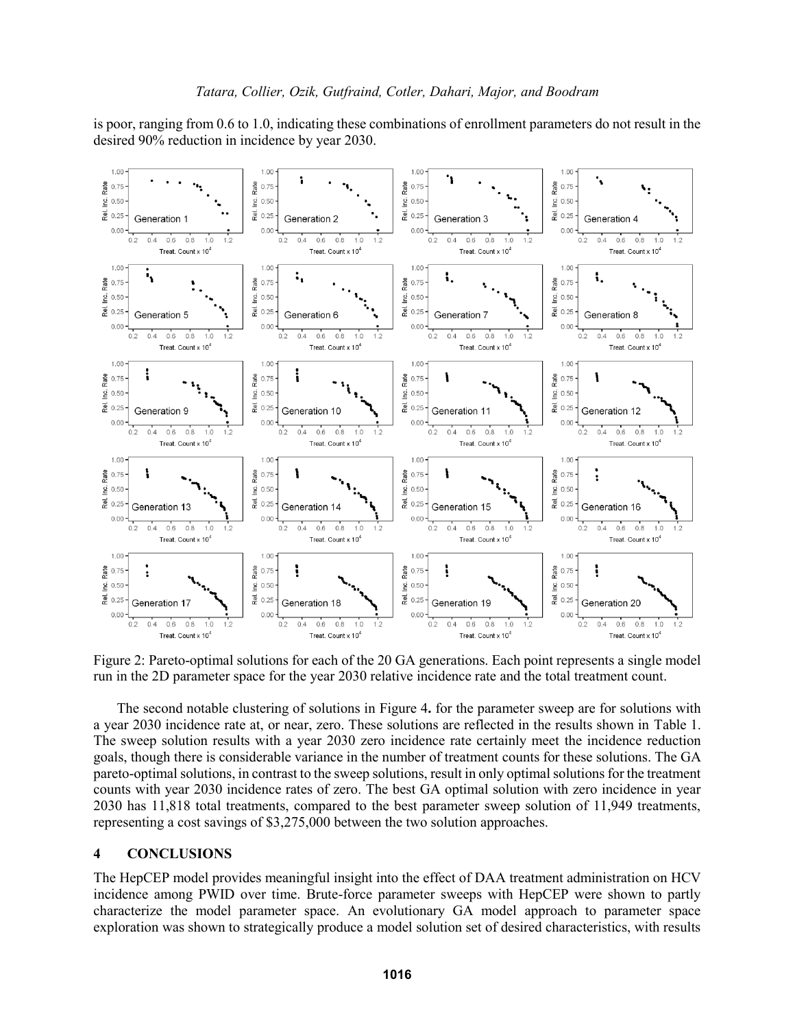is poor, ranging from 0.6 to 1.0, indicating these combinations of enrollment parameters do not result in the desired 90% reduction in incidence by year 2030.

Figure 2: Pareto-optimal solutions for each of the 20 GA generations. Each point represents a single model run in the 2D parameter space for the year 2030 relative incidence rate and the total treatment count.

The second notable clustering of solutions in Figure 4**.** for the parameter sweep are for solutions with a year 2030 incidence rate at, or near, zero. These solutions are reflected in the results shown in Table 1. The sweep solution results with a year 2030 zero incidence rate certainly meet the incidence reduction goals, though there is considerable variance in the number of treatment counts for these solutions. The GA pareto-optimal solutions, in contrast to the sweep solutions, result in only optimal solutions for the treatment counts with year 2030 incidence rates of zero. The best GA optimal solution with zero incidence in year 2030 has 11,818 total treatments, compared to the best parameter sweep solution of 11,949 treatments, representing a cost savings of $3,275,000 between the two solution approaches.

## 4 CONCLUSIONS

The HepCEP model provides meaningful insight into the effect of DAA treatment administration on HCV incidence among PWID over time. Brute-force parameter sweeps with HepCEP were shown to partly characterize the model parameter space. An evolutionary GA model approach to parameter space exploration was shown to strategically produce a model solution set of desired characteristics, with results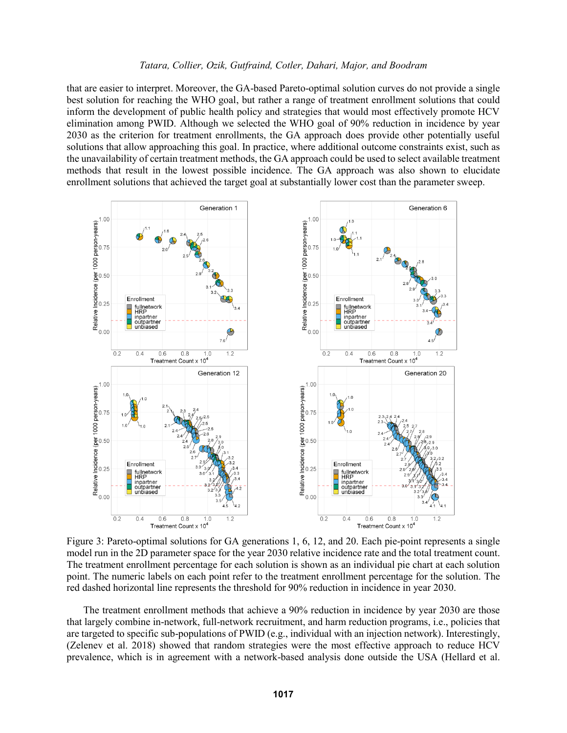that are easier to interpret. Moreover, the GA-based Pareto-optimal solution curves do not provide a single best solution for reaching the WHO goal, but rather a range of treatment enrollment solutions that could inform the development of public health policy and strategies that would most effectively promote HCV elimination among PWID. Although we selected the WHO goal of 90% reduction in incidence by year 2030 as the criterion for treatment enrollments, the GA approach does provide other potentially useful solutions that allow approaching this goal. In practice, where additional outcome constraints exist, such as the unavailability of certain treatment methods, the GA approach could be used to select available treatment methods that result in the lowest possible incidence. The GA approach was also shown to elucidate enrollment solutions that achieved the target goal at substantially lower cost than the parameter sweep.

Figure 3: Pareto-optimal solutions for GA generations 1, 6, 12, and 20. Each pie-point represents a single model run in the 2D parameter space for the year 2030 relative incidence rate and the total treatment count. The treatment enrollment percentage for each solution is shown as an individual pie chart at each solution point. The numeric labels on each point refer to the treatment enrollment percentage for the solution. The red dashed horizontal line represents the threshold for 90% reduction in incidence in year 2030.

The treatment enrollment methods that achieve a 90% reduction in incidence by year 2030 are those that largely combine in-network, full-network recruitment, and harm reduction programs, i.e., policies that are targeted to specific sub-populations of PWID (e.g., individual with an injection network). Interestingly, (Zelenev et al. 2018) showed that random strategies were the most effective approach to reduce HCV prevalence, which is in agreement with a network-based analysis done outside the USA (Hellard et al.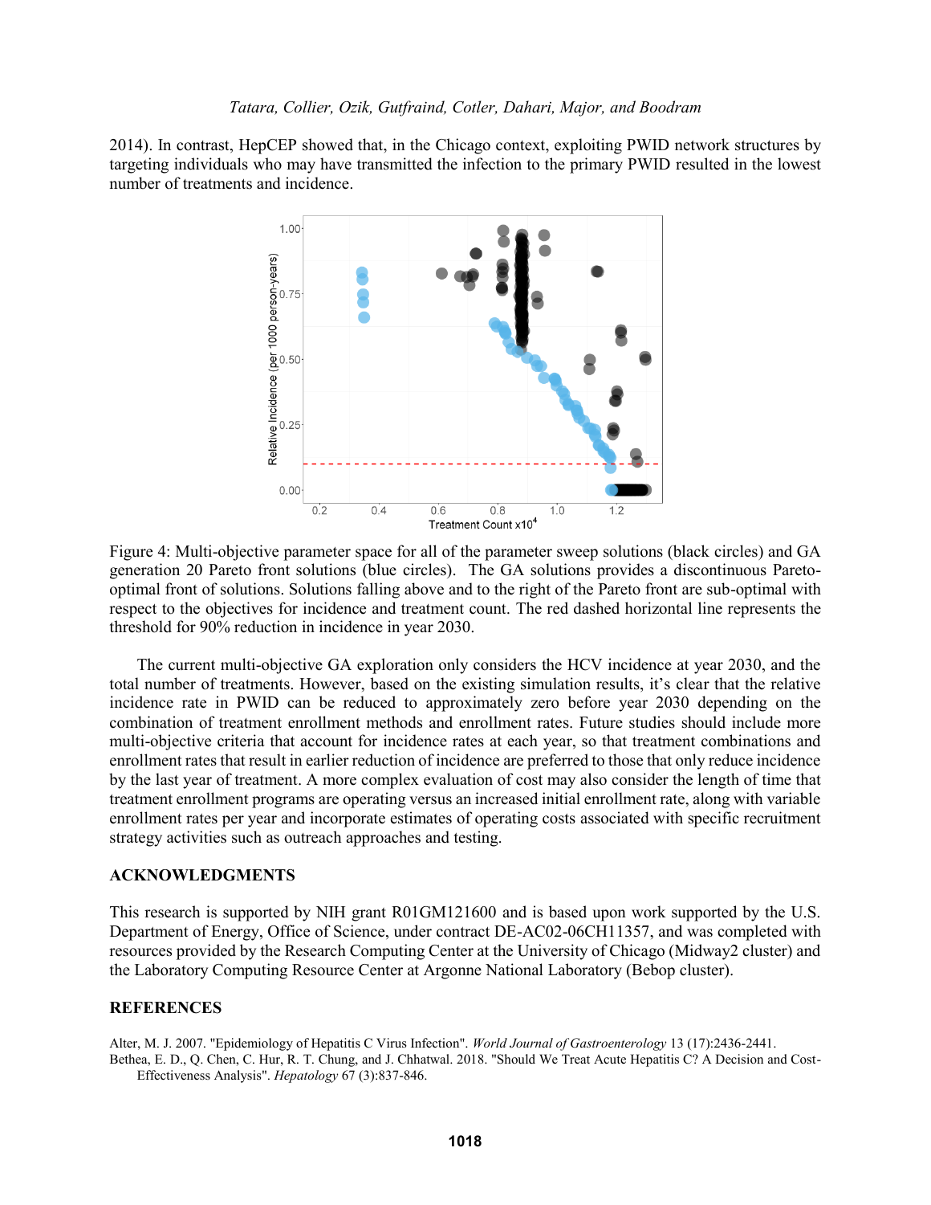2014). In contrast, HepCEP showed that, in the Chicago context, exploiting PWID network structures by targeting individuals who may have transmitted the infection to the primary PWID resulted in the lowest number of treatments and incidence.

Figure 4: Multi-objective parameter space for all of the parameter sweep solutions (black circles) and GA generation 20 Pareto front solutions (blue circles). The GA solutions provides a discontinuous Pareto-optimal front of solutions. Solutions falling above and to the right of the Pareto front are sub-optimal with respect to the objectives for incidence and treatment count. The red dashed horizontal line represents the threshold for 90% reduction in incidence in year 2030.

The current multi-objective GA exploration only considers the HCV incidence at year 2030, and the total number of treatments. However, based on the existing simulation results, it's clear that the relative incidence rate in PWID can be reduced to approximately zero before year 2030 depending on the combination of treatment enrollment methods and enrollment rates. Future studies should include more multi-objective criteria that account for incidence rates at each year, so that treatment combinations and enrollment rates that result in earlier reduction of incidence are preferred to those that only reduce incidence by the last year of treatment. A more complex evaluation of cost may also consider the length of time that treatment enrollment programs are operating versus an increased initial enrollment rate, along with variable enrollment rates per year and incorporate estimates of operating costs associated with specific recruitment strategy activities such as outreach approaches and testing.

## ACKNOWLEDGMENTS

This research is supported by NIH grant R01GM121600 and is based upon work supported by the U.S. Department of Energy, Office of Science, under contract DE-AC02-06CH11357, and was completed with resources provided by the Research Computing Center at the University of Chicago (Midway2 cluster) and the Laboratory Computing Resource Center at Argonne National Laboratory (Bebop cluster).

## REFERENCES

Alter, M. J. 2007. "Epidemiology of Hepatitis C Virus Infection". *World Journal of Gastroenterology* 13 (17):2436-2441.

Bethea, E. D., Q. Chen, C. Hur, R. T. Chung, and J. Chhatwal. 2018. "Should We Treat Acute Hepatitis C? A Decision and Cost-Effectiveness Analysis". *Hepatology* 67 (3):837-846.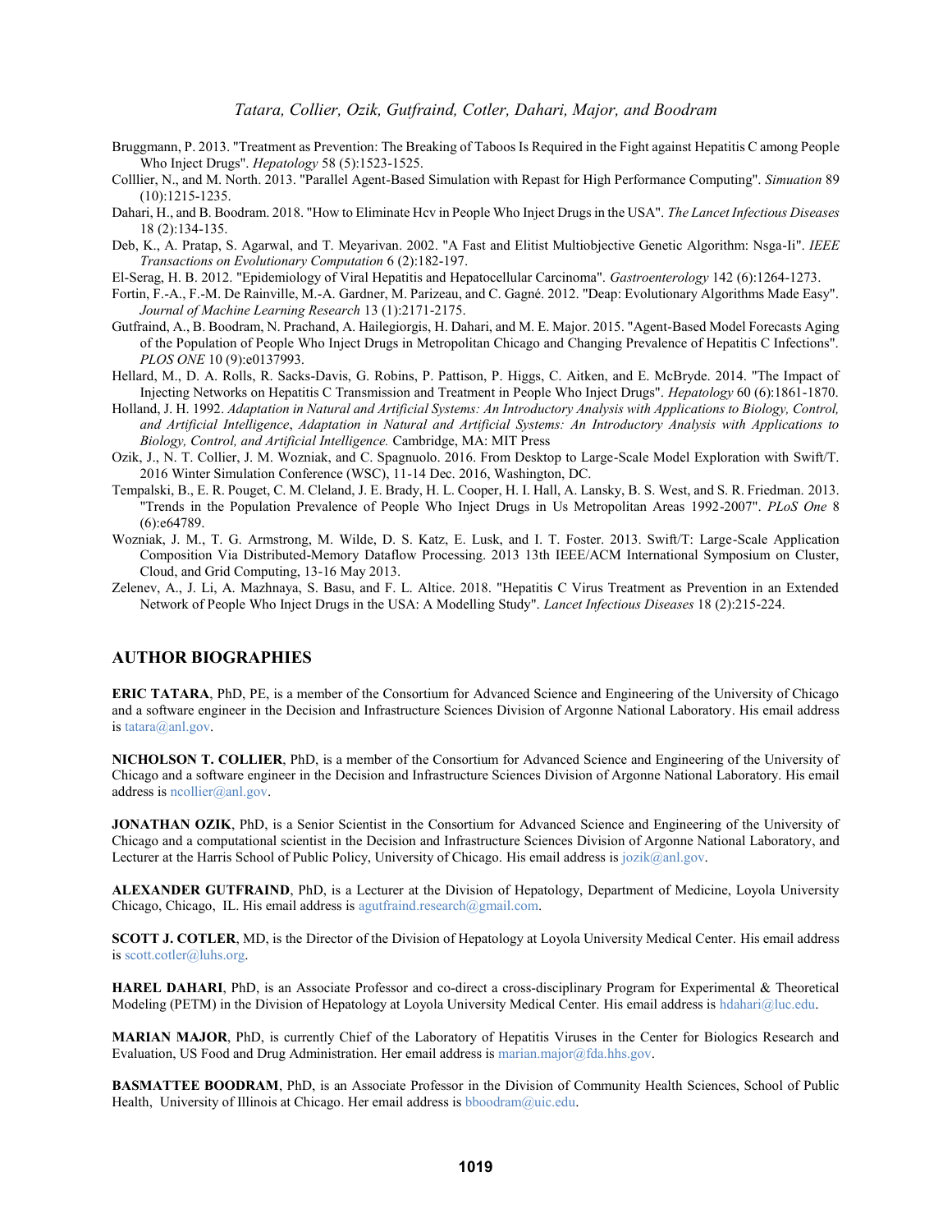Bruggmann, P. 2013. "Treatment as Prevention: The Breaking of Taboos Is Required in the Fight against Hepatitis C among People Who Inject Drugs". *Hepatology* 58 (5):1523-1525.

Colllier, N., and M. North. 2013. "Parallel Agent-Based Simulation with Repast for High Performance Computing". *Simuation* 89 (10):1215-1235.

Dahari, H., and B. Boodram. 2018. "How to Eliminate Hcv in People Who Inject Drugs in the USA". *The Lancet Infectious Diseases* 18 (2):134-135.

Deb, K., A. Pratap, S. Agarwal, and T. Meyarivan. 2002. "A Fast and Elitist Multiobjective Genetic Algorithm: Nsga-Ii". *IEEE Transactions on Evolutionary Computation* 6 (2):182-197.

El-Serag, H. B. 2012. "Epidemiology of Viral Hepatitis and Hepatocellular Carcinoma". *Gastroenterology* 142 (6):1264-1273.

Fortin, F.-A., F.-M. De Rainville, M.-A. Gardner, M. Parizeau, and C. Gagné. 2012. "Deap: Evolutionary Algorithms Made Easy". *Journal of Machine Learning Research* 13 (1):2171-2175.

Gutfraind, A., B. Boodram, N. Prachand, A. Hailegiorgis, H. Dahari, and M. E. Major. 2015. "Agent-Based Model Forecasts Aging of the Population of People Who Inject Drugs in Metropolitan Chicago and Changing Prevalence of Hepatitis C Infections". *PLOS ONE* 10 (9):e0137993.

Hellard, M., D. A. Rolls, R. Sacks-Davis, G. Robins, P. Pattison, P. Higgs, C. Aitken, and E. McBryde. 2014. "The Impact of Injecting Networks on Hepatitis C Transmission and Treatment in People Who Inject Drugs". *Hepatology* 60 (6):1861-1870.

Holland, J. H. 1992. *Adaptation in Natural and Artificial Systems: An Introductory Analysis with Applications to Biology, Control, and Artificial Intelligence*, *Adaptation in Natural and Artificial Systems: An Introductory Analysis with Applications to Biology, Control, and Artificial Intelligence.* Cambridge, MA: MIT Press

Ozik, J., N. T. Collier, J. M. Wozniak, and C. Spagnuolo. 2016. From Desktop to Large-Scale Model Exploration with Swift/T. 2016 Winter Simulation Conference (WSC), 11-14 Dec. 2016, Washington, DC.

Tempalski, B., E. R. Pouget, C. M. Cleland, J. E. Brady, H. L. Cooper, H. I. Hall, A. Lansky, B. S. West, and S. R. Friedman. 2013. "Trends in the Population Prevalence of People Who Inject Drugs in Us Metropolitan Areas 1992-2007". *PLoS One* 8 (6):e64789.

Wozniak, J. M., T. G. Armstrong, M. Wilde, D. S. Katz, E. Lusk, and I. T. Foster. 2013. Swift/T: Large-Scale Application Composition Via Distributed-Memory Dataflow Processing. 2013 13th IEEE/ACM International Symposium on Cluster, Cloud, and Grid Computing, 13-16 May 2013.

Zelenev, A., J. Li, A. Mazhnaya, S. Basu, and F. L. Altice. 2018. "Hepatitis C Virus Treatment as Prevention in an Extended Network of People Who Inject Drugs in the USA: A Modelling Study". *Lancet Infectious Diseases* 18 (2):215-224.

## AUTHOR BIOGRAPHIES

**ERIC TATARA**, PhD, PE, is a member of the Consortium for Advanced Science and Engineering of the University of Chicago and a software engineer in the Decision and Infrastructure Sciences Division of Argonne National Laboratory. His email address is tatara@anl.gov.

**NICHOLSON T. COLLIER**, PhD, is a member of the Consortium for Advanced Science and Engineering of the University of Chicago and a software engineer in the Decision and Infrastructure Sciences Division of Argonne National Laboratory. His email address is ncollier@anl.gov.

**JONATHAN OZIK**, PhD, is a Senior Scientist in the Consortium for Advanced Science and Engineering of the University of Chicago and a computational scientist in the Decision and Infrastructure Sciences Division of Argonne National Laboratory, and Lecturer at the Harris School of Public Policy, University of Chicago. His email address is jozik@anl.gov.

**ALEXANDER GUTFRAIND**, PhD, is a Lecturer at the Division of Hepatology, Department of Medicine, Loyola University Chicago, Chicago, IL. His email address is agutfraind.research@gmail.com.

**SCOTT J. COTLER**, MD, is the Director of the Division of Hepatology at Loyola University Medical Center. His email address is scott.cotler@luhs.org.

**HAREL DAHARI**, PhD, is an Associate Professor and co-direct a cross-disciplinary Program for Experimental & Theoretical Modeling (PETM) in the Division of Hepatology at Loyola University Medical Center. His email address is hdahari@luc.edu.

**MARIAN MAJOR**, PhD, is currently Chief of the Laboratory of Hepatitis Viruses in the Center for Biologics Research and Evaluation, US Food and Drug Administration. Her email address is marian.major@fda.hhs.gov.

**BASMATTEE BOODRAM**, PhD, is an Associate Professor in the Division of Community Health Sciences, School of Public Health, University of Illinois at Chicago. Her email address is bboodram@uic.edu.